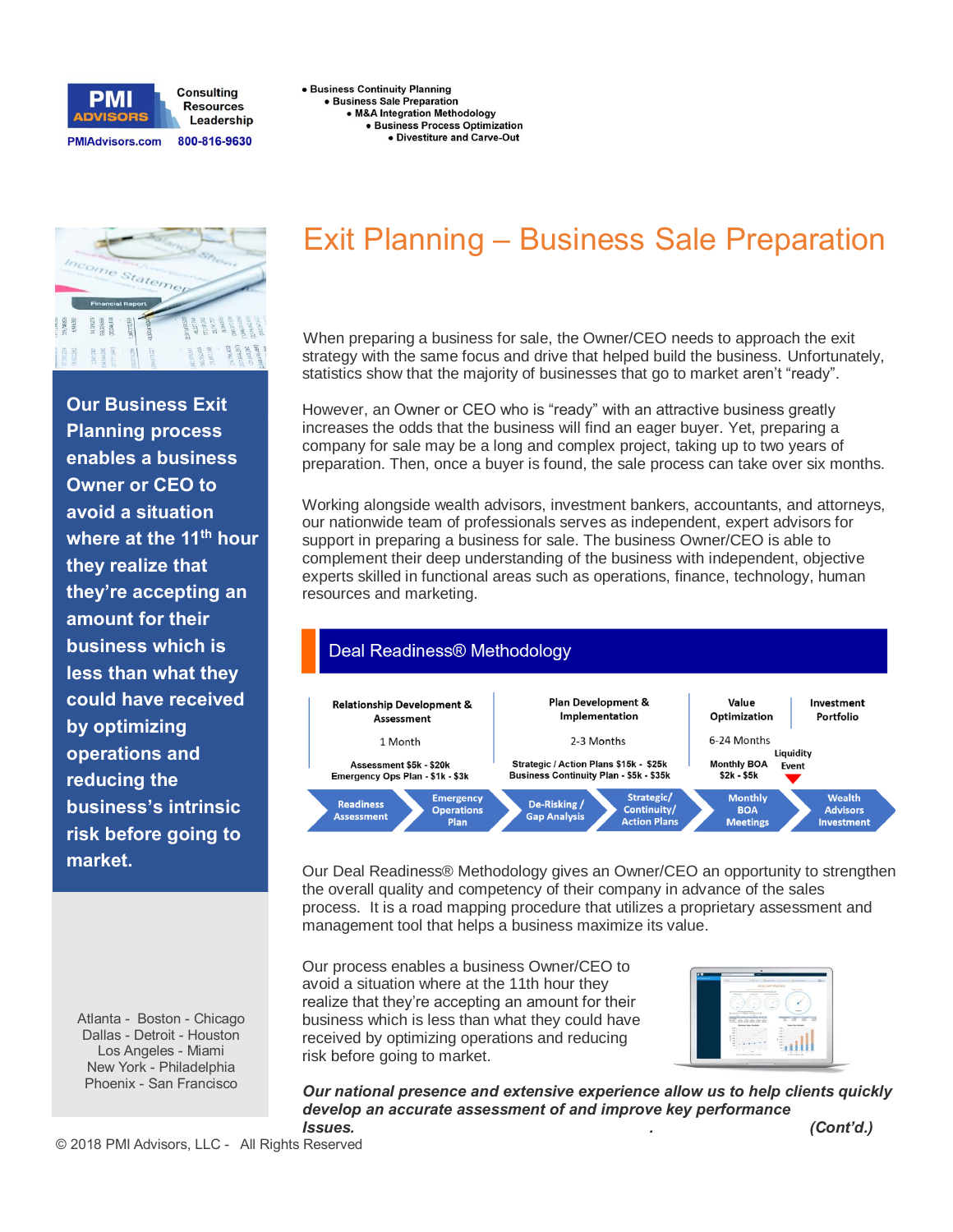**PMI ADVISORS** Consulting Resources Leadership
PMIAdvisors.com 800-816-9630

- Business Continuity Planning
- Business Sale Preparation
- M&A Integration Methodology
- Business Process Optimization
- Divestiture and Carve-Out

# Exit Planning – Business Sale Preparation

**Our Business Exit Planning process enables a business Owner or CEO to avoid a situation where at the 11th hour they realize that they're accepting an amount for their business which is less than what they could have received by optimizing operations and reducing the business's intrinsic risk before going to market.**

When preparing a business for sale, the Owner/CEO needs to approach the exit strategy with the same focus and drive that helped build the business. Unfortunately, statistics show that the majority of businesses that go to market aren't "ready".

However, an Owner or CEO who is "ready" with an attractive business greatly increases the odds that the business will find an eager buyer. Yet, preparing a company for sale may be a long and complex project, taking up to two years of preparation. Then, once a buyer is found, the sale process can take over six months.

Working alongside wealth advisors, investment bankers, accountants, and attorneys, our nationwide team of professionals serves as independent, expert advisors for support in preparing a business for sale. The business Owner/CEO is able to complement their deep understanding of the business with independent, objective experts skilled in functional areas such as operations, finance, technology, human resources and marketing.

## Deal Readiness® Methodology

| Relationship Development & Assessment | Plan Development & Implementation | Value Optimization | Investment Portfolio |
|---|---|---|---|
| 1 Month | 2-3 Months | 6-24 Months | Liquidity Event |
| Assessment $5k - $20k; Emergency Ops Plan - $1k - $3k | Strategic / Action Plans $15k - $25k; Business Continuity Plan - $5k - $35k | Monthly BOA $2k - $5k | |

Readiness Assessment → Emergency Operations Plan → De-Risking / Gap Analysis → Strategic/ Continuity/ Action Plans → Monthly BOA Meetings → Wealth Advisors Investment

Our Deal Readiness® Methodology gives an Owner/CEO an opportunity to strengthen the overall quality and competency of their company in advance of the sales process. It is a road mapping procedure that utilizes a proprietary assessment and management tool that helps a business maximize its value.

Our process enables a business Owner/CEO to avoid a situation where at the 11th hour they realize that they're accepting an amount for their business which is less than what they could have received by optimizing operations and reducing risk before going to market.

***Our national presence and extensive experience allow us to help clients quickly develop an accurate assessment of and improve key performance Issues.*** *(Cont'd.)*

Atlanta - Boston - Chicago
Dallas - Detroit - Houston
Los Angeles - Miami
New York - Philadelphia
Phoenix - San Francisco

© 2018 PMI Advisors, LLC - All Rights Reserved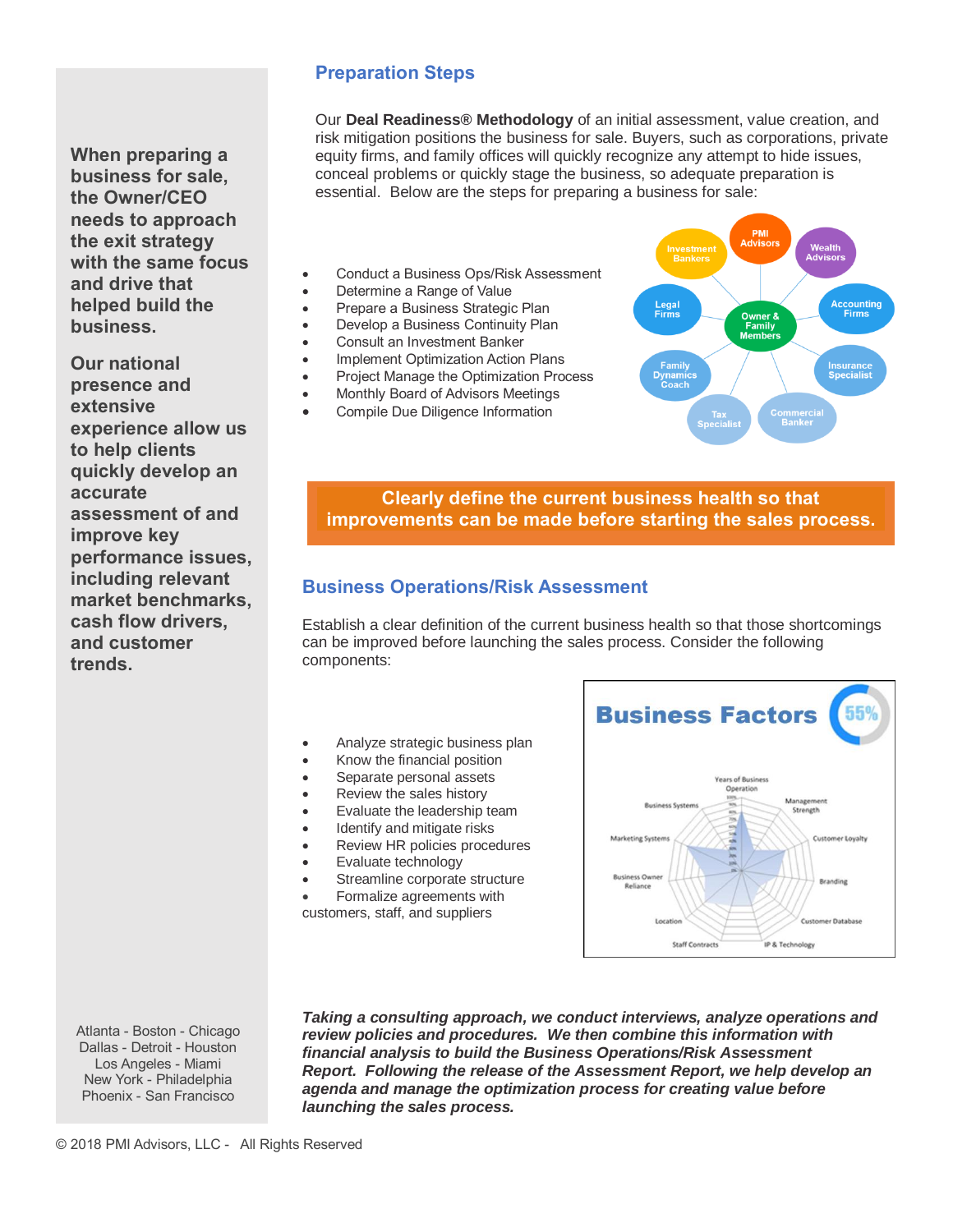**When preparing a business for sale, the Owner/CEO needs to approach the exit strategy with the same focus and drive that helped build the business.**

**Our national presence and extensive experience allow us to help clients quickly develop an accurate assessment of and improve key performance issues, including relevant market benchmarks, cash flow drivers, and customer trends.**

Atlanta - Boston - Chicago
Dallas - Detroit - Houston
Los Angeles - Miami
New York - Philadelphia
Phoenix - San Francisco

## Preparation Steps

Our **Deal Readiness® Methodology** of an initial assessment, value creation, and risk mitigation positions the business for sale. Buyers, such as corporations, private equity firms, and family offices will quickly recognize any attempt to hide issues, conceal problems or quickly stage the business, so adequate preparation is essential. Below are the steps for preparing a business for sale:

- Conduct a Business Ops/Risk Assessment
- Determine a Range of Value
- Prepare a Business Strategic Plan
- Develop a Business Continuity Plan
- Consult an Investment Banker
- Implement Optimization Action Plans
- Project Manage the Optimization Process
- Monthly Board of Advisors Meetings
- Compile Due Diligence Information

PMI Advisors
Wealth Advisors
Accounting Firms
Insurance Specialist
Commercial Banker
Tax Specialist
Family Dynamics Coach
Legal Firms
Investment Bankers
Owner & Family Members

**Clearly define the current business health so that improvements can be made before starting the sales process.**

## Business Operations/Risk Assessment

Establish a clear definition of the current business health so that those shortcomings can be improved before launching the sales process. Consider the following components:

- Analyze strategic business plan
- Know the financial position
- Separate personal assets
- Review the sales history
- Evaluate the leadership team
- Identify and mitigate risks
- Review HR policies procedures
- Evaluate technology
- Streamline corporate structure
- Formalize agreements with customers, staff, and suppliers

Business Factors
55%

Years of Business Operation
Management Strength
Customer Loyalty
Branding
Customer Database
IP & Technology
Staff Contracts
Location
Business Owner Reliance
Marketing Systems
Business Systems

***Taking a consulting approach, we conduct interviews, analyze operations and review policies and procedures. We then combine this information with financial analysis to build the Business Operations/Risk Assessment Report. Following the release of the Assessment Report, we help develop an agenda and manage the optimization process for creating value before launching the sales process.***

© 2018 PMI Advisors, LLC - All Rights Reserved